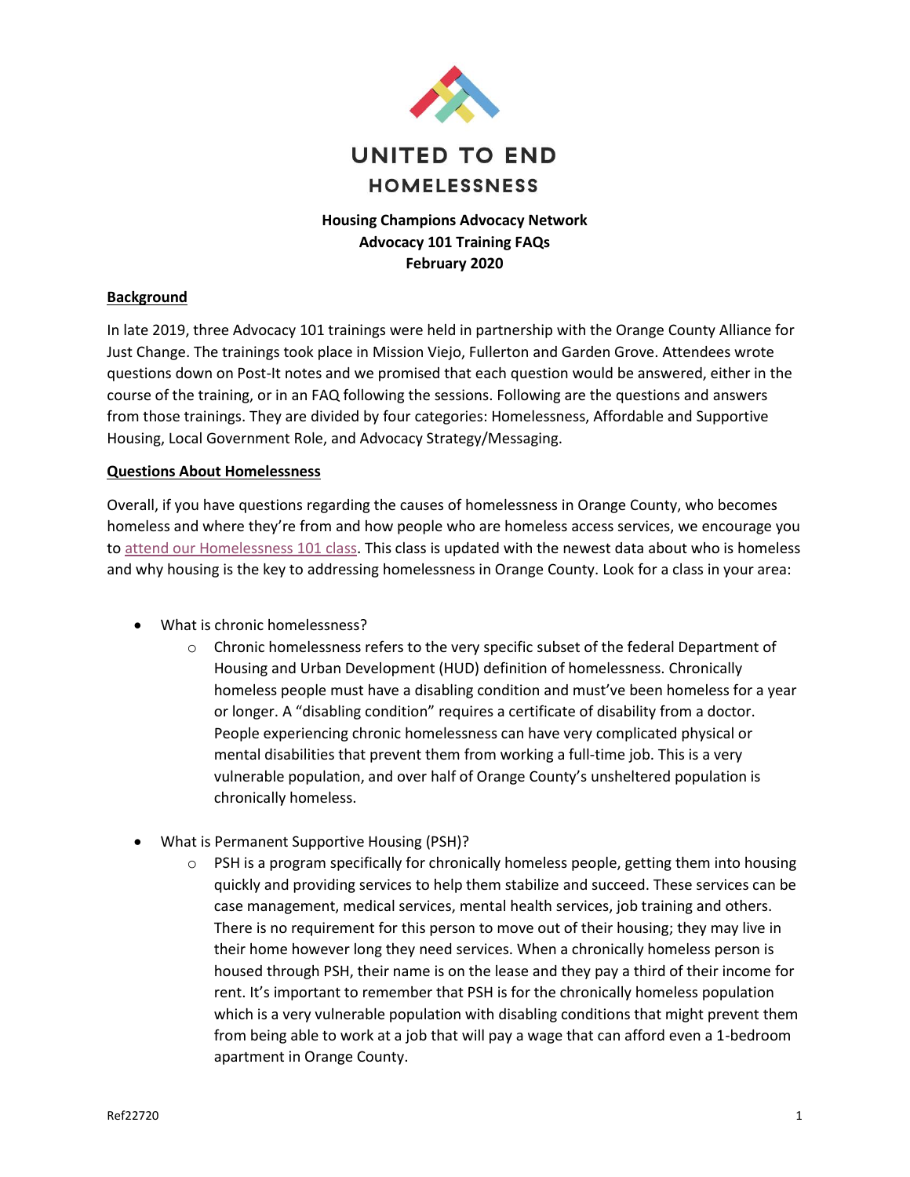# UNITED TO END HOMELESSNESS

**Housing Champions Advocacy Network**
**Advocacy 101 Training FAQs**
**February 2020**

## Background

In late 2019, three Advocacy 101 trainings were held in partnership with the Orange County Alliance for Just Change. The trainings took place in Mission Viejo, Fullerton and Garden Grove. Attendees wrote questions down on Post-It notes and we promised that each question would be answered, either in the course of the training, or in an FAQ following the sessions. Following are the questions and answers from those trainings. They are divided by four categories: Homelessness, Affordable and Supportive Housing, Local Government Role, and Advocacy Strategy/Messaging.

## Questions About Homelessness

Overall, if you have questions regarding the causes of homelessness in Orange County, who becomes homeless and where they're from and how people who are homeless access services, we encourage you to attend our Homelessness 101 class. This class is updated with the newest data about who is homeless and why housing is the key to addressing homelessness in Orange County. Look for a class in your area:

- What is chronic homelessness?
  - Chronic homelessness refers to the very specific subset of the federal Department of Housing and Urban Development (HUD) definition of homelessness. Chronically homeless people must have a disabling condition and must've been homeless for a year or longer. A "disabling condition" requires a certificate of disability from a doctor. People experiencing chronic homelessness can have very complicated physical or mental disabilities that prevent them from working a full-time job. This is a very vulnerable population, and over half of Orange County's unsheltered population is chronically homeless.

- What is Permanent Supportive Housing (PSH)?
  - PSH is a program specifically for chronically homeless people, getting them into housing quickly and providing services to help them stabilize and succeed. These services can be case management, medical services, mental health services, job training and others. There is no requirement for this person to move out of their housing; they may live in their home however long they need services. When a chronically homeless person is housed through PSH, their name is on the lease and they pay a third of their income for rent. It's important to remember that PSH is for the chronically homeless population which is a very vulnerable population with disabling conditions that might prevent them from being able to work at a job that will pay a wage that can afford even a 1-bedroom apartment in Orange County.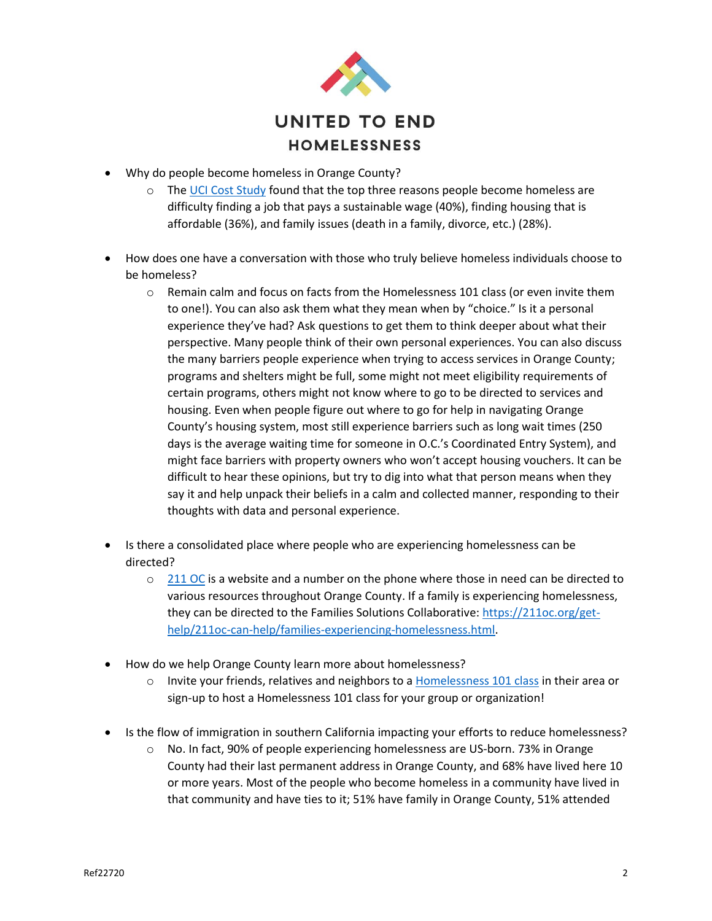# UNITED TO END HOMELESSNESS

- Why do people become homeless in Orange County?
  - The [UCI Cost Study](#) found that the top three reasons people become homeless are difficulty finding a job that pays a sustainable wage (40%), finding housing that is affordable (36%), and family issues (death in a family, divorce, etc.) (28%).

- How does one have a conversation with those who truly believe homeless individuals choose to be homeless?
  - Remain calm and focus on facts from the Homelessness 101 class (or even invite them to one!). You can also ask them what they mean when by "choice." Is it a personal experience they've had? Ask questions to get them to think deeper about what their perspective. Many people think of their own personal experiences. You can also discuss the many barriers people experience when trying to access services in Orange County; programs and shelters might be full, some might not meet eligibility requirements of certain programs, others might not know where to go to be directed to services and housing. Even when people figure out where to go for help in navigating Orange County's housing system, most still experience barriers such as long wait times (250 days is the average waiting time for someone in O.C.'s Coordinated Entry System), and might face barriers with property owners who won't accept housing vouchers. It can be difficult to hear these opinions, but try to dig into what that person means when they say it and help unpack their beliefs in a calm and collected manner, responding to their thoughts with data and personal experience.

- Is there a consolidated place where people who are experiencing homelessness can be directed?
  - [211 OC](#) is a website and a number on the phone where those in need can be directed to various resources throughout Orange County. If a family is experiencing homelessness, they can be directed to the Families Solutions Collaborative: https://211oc.org/get-help/211oc-can-help/families-experiencing-homelessness.html.

- How do we help Orange County learn more about homelessness?
  - Invite your friends, relatives and neighbors to a [Homelessness 101 class](#) in their area or sign-up to host a Homelessness 101 class for your group or organization!

- Is the flow of immigration in southern California impacting your efforts to reduce homelessness?
  - No. In fact, 90% of people experiencing homelessness are US-born. 73% in Orange County had their last permanent address in Orange County, and 68% have lived here 10 or more years. Most of the people who become homeless in a community have lived in that community and have ties to it; 51% have family in Orange County, 51% attended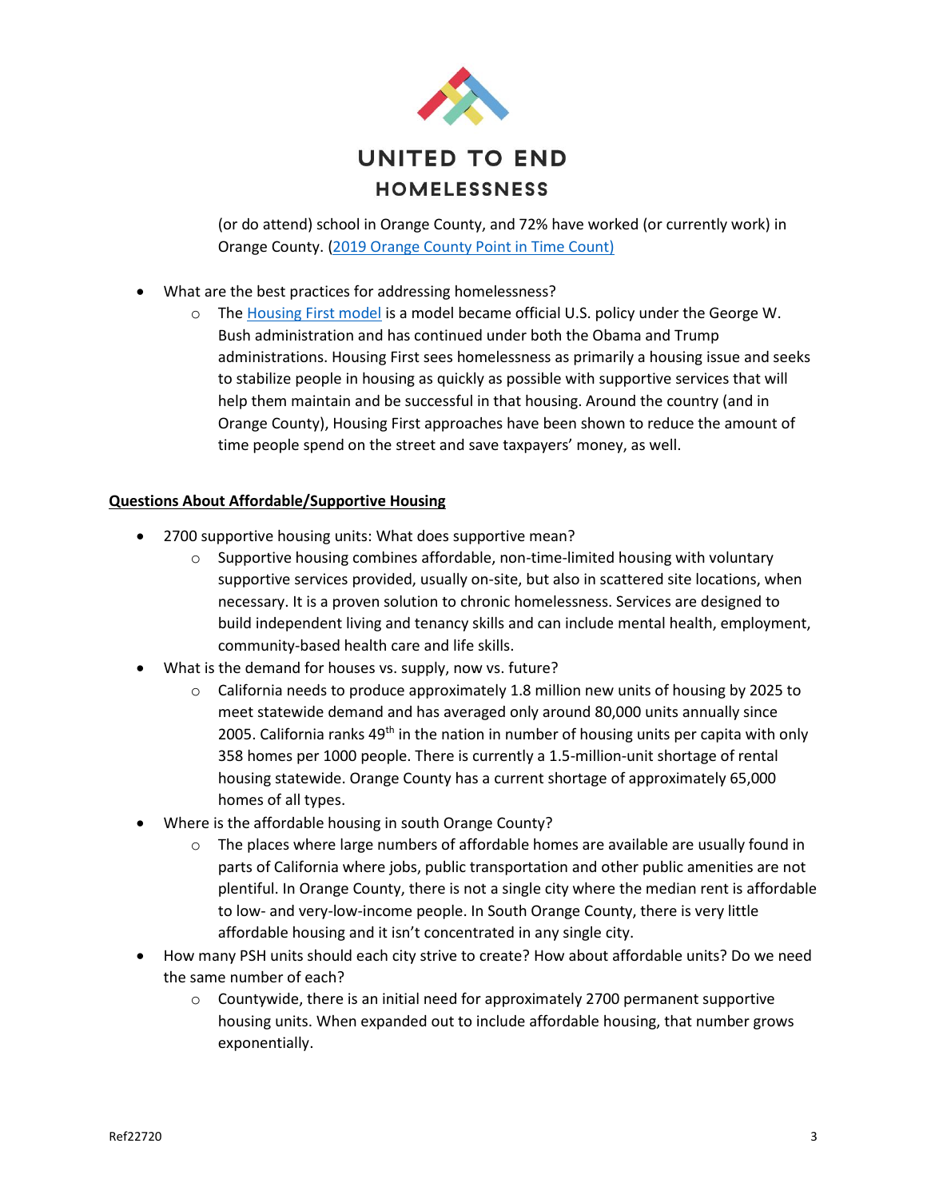(or do attend) school in Orange County, and 72% have worked (or currently work) in Orange County. (2019 Orange County Point in Time Count)

- What are the best practices for addressing homelessness?
  - The Housing First model is a model became official U.S. policy under the George W. Bush administration and has continued under both the Obama and Trump administrations. Housing First sees homelessness as primarily a housing issue and seeks to stabilize people in housing as quickly as possible with supportive services that will help them maintain and be successful in that housing. Around the country (and in Orange County), Housing First approaches have been shown to reduce the amount of time people spend on the street and save taxpayers' money, as well.

**Questions About Affordable/Supportive Housing**

- 2700 supportive housing units: What does supportive mean?
  - Supportive housing combines affordable, non-time-limited housing with voluntary supportive services provided, usually on-site, but also in scattered site locations, when necessary. It is a proven solution to chronic homelessness. Services are designed to build independent living and tenancy skills and can include mental health, employment, community-based health care and life skills.
- What is the demand for houses vs. supply, now vs. future?
  - California needs to produce approximately 1.8 million new units of housing by 2025 to meet statewide demand and has averaged only around 80,000 units annually since 2005. California ranks 49th in the nation in number of housing units per capita with only 358 homes per 1000 people. There is currently a 1.5-million-unit shortage of rental housing statewide. Orange County has a current shortage of approximately 65,000 homes of all types.
- Where is the affordable housing in south Orange County?
  - The places where large numbers of affordable homes are available are usually found in parts of California where jobs, public transportation and other public amenities are not plentiful. In Orange County, there is not a single city where the median rent is affordable to low- and very-low-income people. In South Orange County, there is very little affordable housing and it isn't concentrated in any single city.
- How many PSH units should each city strive to create? How about affordable units? Do we need the same number of each?
  - Countywide, there is an initial need for approximately 2700 permanent supportive housing units. When expanded out to include affordable housing, that number grows exponentially.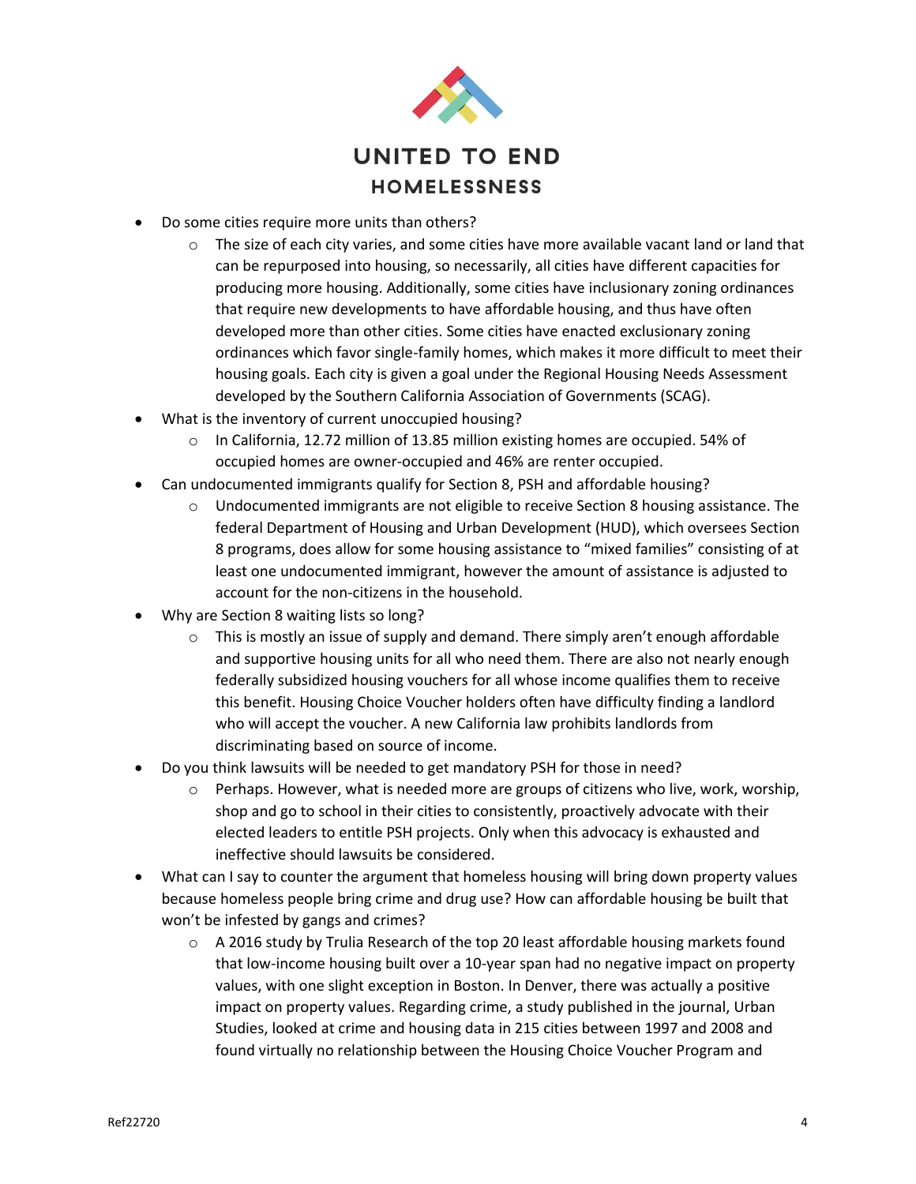- Do some cities require more units than others?
    - The size of each city varies, and some cities have more available vacant land or land that can be repurposed into housing, so necessarily, all cities have different capacities for producing more housing. Additionally, some cities have inclusionary zoning ordinances that require new developments to have affordable housing, and thus have often developed more than other cities. Some cities have enacted exclusionary zoning ordinances which favor single-family homes, which makes it more difficult to meet their housing goals. Each city is given a goal under the Regional Housing Needs Assessment developed by the Southern California Association of Governments (SCAG).
- What is the inventory of current unoccupied housing?
    - In California, 12.72 million of 13.85 million existing homes are occupied. 54% of occupied homes are owner-occupied and 46% are renter occupied.
- Can undocumented immigrants qualify for Section 8, PSH and affordable housing?
    - Undocumented immigrants are not eligible to receive Section 8 housing assistance. The federal Department of Housing and Urban Development (HUD), which oversees Section 8 programs, does allow for some housing assistance to "mixed families" consisting of at least one undocumented immigrant, however the amount of assistance is adjusted to account for the non-citizens in the household.
- Why are Section 8 waiting lists so long?
    - This is mostly an issue of supply and demand. There simply aren't enough affordable and supportive housing units for all who need them. There are also not nearly enough federally subsidized housing vouchers for all whose income qualifies them to receive this benefit. Housing Choice Voucher holders often have difficulty finding a landlord who will accept the voucher. A new California law prohibits landlords from discriminating based on source of income.
- Do you think lawsuits will be needed to get mandatory PSH for those in need?
    - Perhaps. However, what is needed more are groups of citizens who live, work, worship, shop and go to school in their cities to consistently, proactively advocate with their elected leaders to entitle PSH projects. Only when this advocacy is exhausted and ineffective should lawsuits be considered.
- What can I say to counter the argument that homeless housing will bring down property values because homeless people bring crime and drug use? How can affordable housing be built that won't be infested by gangs and crimes?
    - A 2016 study by Trulia Research of the top 20 least affordable housing markets found that low-income housing built over a 10-year span had no negative impact on property values, with one slight exception in Boston. In Denver, there was actually a positive impact on property values. Regarding crime, a study published in the journal, Urban Studies, looked at crime and housing data in 215 cities between 1997 and 2008 and found virtually no relationship between the Housing Choice Voucher Program and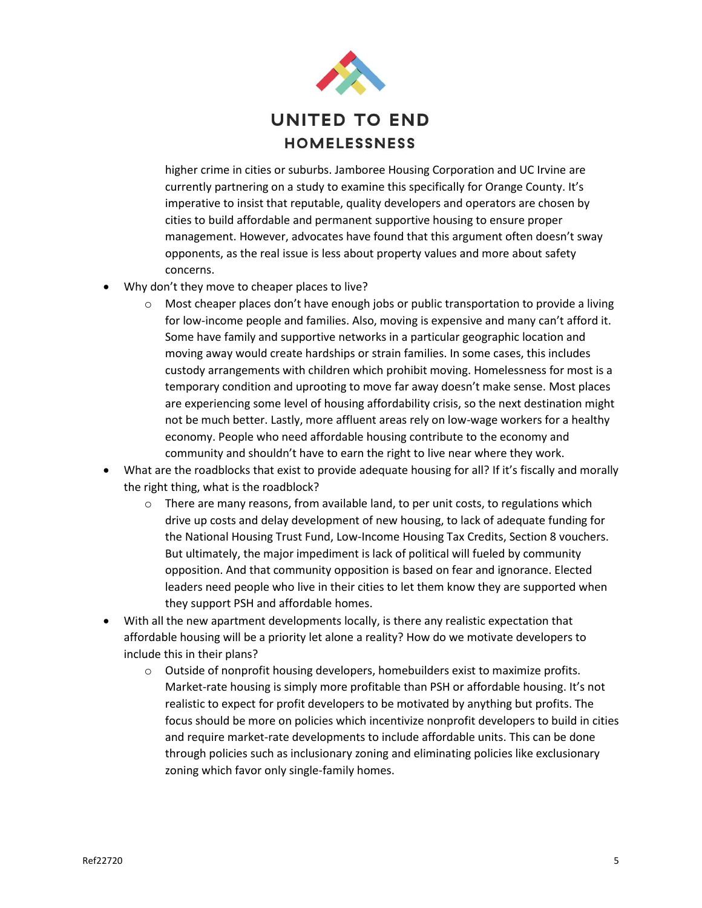higher crime in cities or suburbs. Jamboree Housing Corporation and UC Irvine are currently partnering on a study to examine this specifically for Orange County. It's imperative to insist that reputable, quality developers and operators are chosen by cities to build affordable and permanent supportive housing to ensure proper management. However, advocates have found that this argument often doesn't sway opponents, as the real issue is less about property values and more about safety concerns.

- Why don't they move to cheaper places to live?
  - Most cheaper places don't have enough jobs or public transportation to provide a living for low-income people and families. Also, moving is expensive and many can't afford it. Some have family and supportive networks in a particular geographic location and moving away would create hardships or strain families. In some cases, this includes custody arrangements with children which prohibit moving. Homelessness for most is a temporary condition and uprooting to move far away doesn't make sense. Most places are experiencing some level of housing affordability crisis, so the next destination might not be much better. Lastly, more affluent areas rely on low-wage workers for a healthy economy. People who need affordable housing contribute to the economy and community and shouldn't have to earn the right to live near where they work.
- What are the roadblocks that exist to provide adequate housing for all? If it's fiscally and morally the right thing, what is the roadblock?
  - There are many reasons, from available land, to per unit costs, to regulations which drive up costs and delay development of new housing, to lack of adequate funding for the National Housing Trust Fund, Low-Income Housing Tax Credits, Section 8 vouchers. But ultimately, the major impediment is lack of political will fueled by community opposition. And that community opposition is based on fear and ignorance. Elected leaders need people who live in their cities to let them know they are supported when they support PSH and affordable homes.
- With all the new apartment developments locally, is there any realistic expectation that affordable housing will be a priority let alone a reality? How do we motivate developers to include this in their plans?
  - Outside of nonprofit housing developers, homebuilders exist to maximize profits. Market-rate housing is simply more profitable than PSH or affordable housing. It's not realistic to expect for profit developers to be motivated by anything but profits. The focus should be more on policies which incentivize nonprofit developers to build in cities and require market-rate developments to include affordable units. This can be done through policies such as inclusionary zoning and eliminating policies like exclusionary zoning which favor only single-family homes.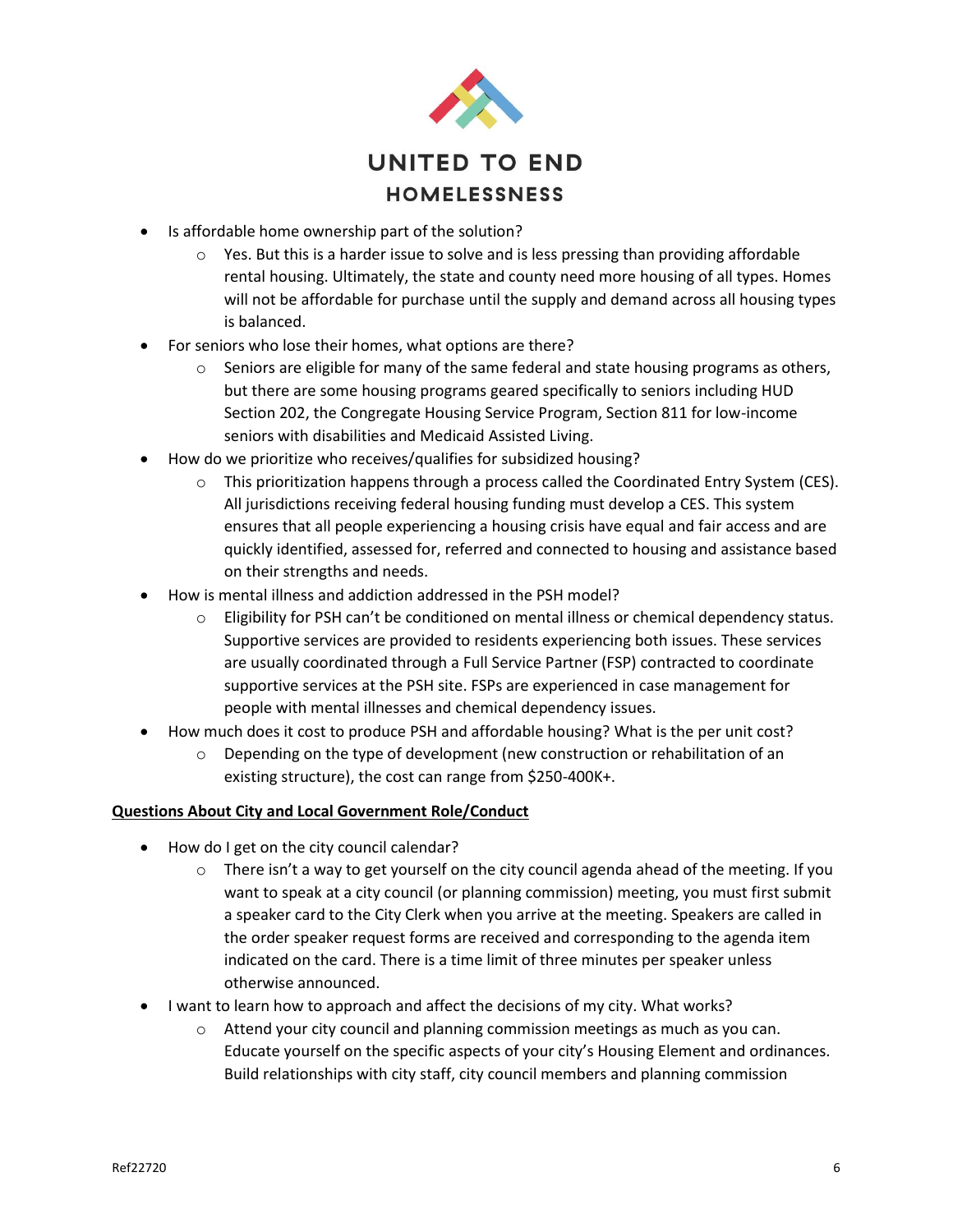- Is affordable home ownership part of the solution?
  - Yes. But this is a harder issue to solve and is less pressing than providing affordable rental housing. Ultimately, the state and county need more housing of all types. Homes will not be affordable for purchase until the supply and demand across all housing types is balanced.
- For seniors who lose their homes, what options are there?
  - Seniors are eligible for many of the same federal and state housing programs as others, but there are some housing programs geared specifically to seniors including HUD Section 202, the Congregate Housing Service Program, Section 811 for low-income seniors with disabilities and Medicaid Assisted Living.
- How do we prioritize who receives/qualifies for subsidized housing?
  - This prioritization happens through a process called the Coordinated Entry System (CES). All jurisdictions receiving federal housing funding must develop a CES. This system ensures that all people experiencing a housing crisis have equal and fair access and are quickly identified, assessed for, referred and connected to housing and assistance based on their strengths and needs.
- How is mental illness and addiction addressed in the PSH model?
  - Eligibility for PSH can't be conditioned on mental illness or chemical dependency status. Supportive services are provided to residents experiencing both issues. These services are usually coordinated through a Full Service Partner (FSP) contracted to coordinate supportive services at the PSH site. FSPs are experienced in case management for people with mental illnesses and chemical dependency issues.
- How much does it cost to produce PSH and affordable housing? What is the per unit cost?
  - Depending on the type of development (new construction or rehabilitation of an existing structure), the cost can range from $250-400K+.

**<u>Questions About City and Local Government Role/Conduct</u>**

- How do I get on the city council calendar?
  - There isn't a way to get yourself on the city council agenda ahead of the meeting. If you want to speak at a city council (or planning commission) meeting, you must first submit a speaker card to the City Clerk when you arrive at the meeting. Speakers are called in the order speaker request forms are received and corresponding to the agenda item indicated on the card. There is a time limit of three minutes per speaker unless otherwise announced.
- I want to learn how to approach and affect the decisions of my city. What works?
  - Attend your city council and planning commission meetings as much as you can. Educate yourself on the specific aspects of your city's Housing Element and ordinances. Build relationships with city staff, city council members and planning commission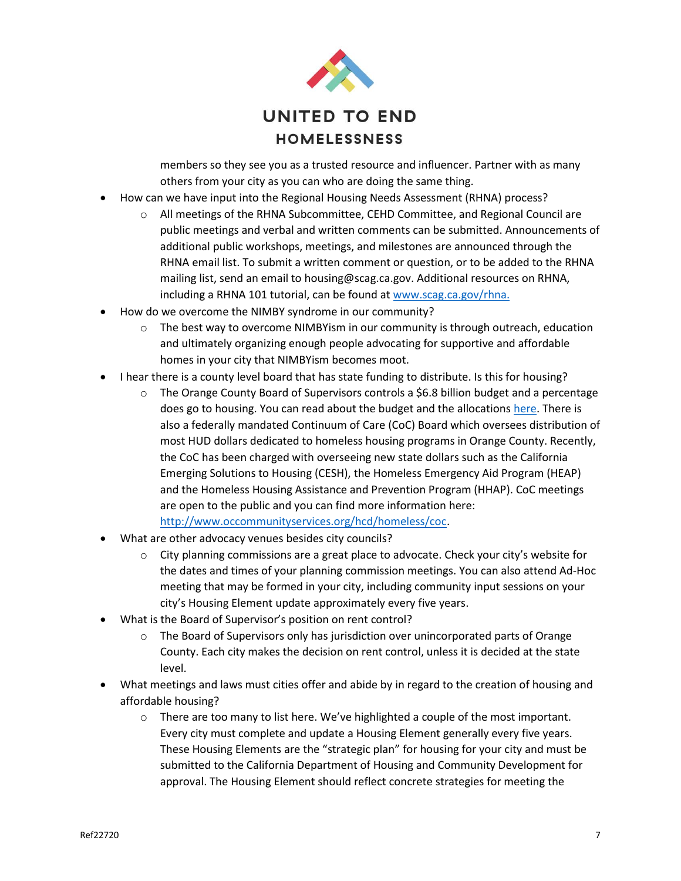members so they see you as a trusted resource and influencer. Partner with as many others from your city as you can who are doing the same thing.

- How can we have input into the Regional Housing Needs Assessment (RHNA) process?
  - All meetings of the RHNA Subcommittee, CEHD Committee, and Regional Council are public meetings and verbal and written comments can be submitted. Announcements of additional public workshops, meetings, and milestones are announced through the RHNA email list. To submit a written comment or question, or to be added to the RHNA mailing list, send an email to housing@scag.ca.gov. Additional resources on RHNA, including a RHNA 101 tutorial, can be found at [www.scag.ca.gov/rhna.](www.scag.ca.gov/rhna)
- How do we overcome the NIMBY syndrome in our community?
  - The best way to overcome NIMBYism in our community is through outreach, education and ultimately organizing enough people advocating for supportive and affordable homes in your city that NIMBYism becomes moot.
- I hear there is a county level board that has state funding to distribute. Is this for housing?
  - The Orange County Board of Supervisors controls a $6.8 billion budget and a percentage does go to housing. You can read about the budget and the allocations here. There is also a federally mandated Continuum of Care (CoC) Board which oversees distribution of most HUD dollars dedicated to homeless housing programs in Orange County. Recently, the CoC has been charged with overseeing new state dollars such as the California Emerging Solutions to Housing (CESH), the Homeless Emergency Aid Program (HEAP) and the Homeless Housing Assistance and Prevention Program (HHAP). CoC meetings are open to the public and you can find more information here: [http://www.occommunityservices.org/hcd/homeless/coc](http://www.occommunityservices.org/hcd/homeless/coc).
- What are other advocacy venues besides city councils?
  - City planning commissions are a great place to advocate. Check your city's website for the dates and times of your planning commission meetings. You can also attend Ad-Hoc meeting that may be formed in your city, including community input sessions on your city's Housing Element update approximately every five years.
- What is the Board of Supervisor's position on rent control?
  - The Board of Supervisors only has jurisdiction over unincorporated parts of Orange County. Each city makes the decision on rent control, unless it is decided at the state level.
- What meetings and laws must cities offer and abide by in regard to the creation of housing and affordable housing?
  - There are too many to list here. We've highlighted a couple of the most important. Every city must complete and update a Housing Element generally every five years. These Housing Elements are the "strategic plan" for housing for your city and must be submitted to the California Department of Housing and Community Development for approval. The Housing Element should reflect concrete strategies for meeting the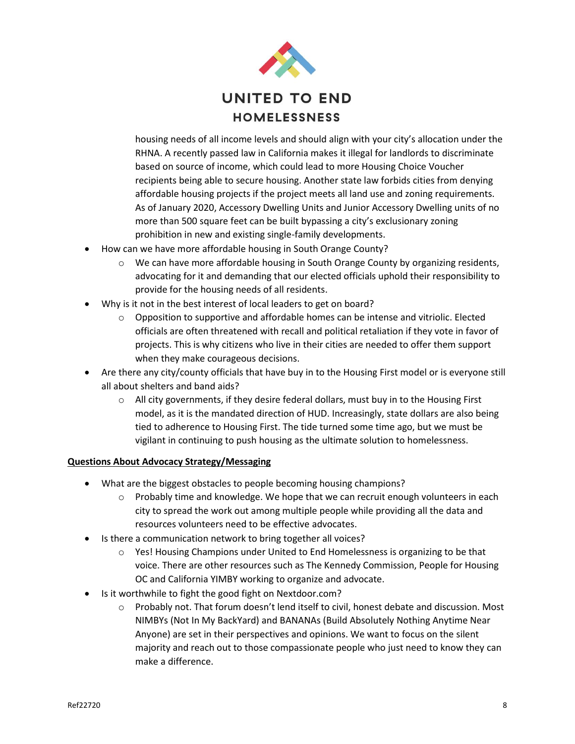housing needs of all income levels and should align with your city's allocation under the RHNA. A recently passed law in California makes it illegal for landlords to discriminate based on source of income, which could lead to more Housing Choice Voucher recipients being able to secure housing. Another state law forbids cities from denying affordable housing projects if the project meets all land use and zoning requirements. As of January 2020, Accessory Dwelling Units and Junior Accessory Dwelling units of no more than 500 square feet can be built bypassing a city's exclusionary zoning prohibition in new and existing single-family developments.

- How can we have more affordable housing in South Orange County?
  - We can have more affordable housing in South Orange County by organizing residents, advocating for it and demanding that our elected officials uphold their responsibility to provide for the housing needs of all residents.
- Why is it not in the best interest of local leaders to get on board?
  - Opposition to supportive and affordable homes can be intense and vitriolic. Elected officials are often threatened with recall and political retaliation if they vote in favor of projects. This is why citizens who live in their cities are needed to offer them support when they make courageous decisions.
- Are there any city/county officials that have buy in to the Housing First model or is everyone still all about shelters and band aids?
  - All city governments, if they desire federal dollars, must buy in to the Housing First model, as it is the mandated direction of HUD. Increasingly, state dollars are also being tied to adherence to Housing First. The tide turned some time ago, but we must be vigilant in continuing to push housing as the ultimate solution to homelessness.

**Questions About Advocacy Strategy/Messaging**

- What are the biggest obstacles to people becoming housing champions?
  - Probably time and knowledge. We hope that we can recruit enough volunteers in each city to spread the work out among multiple people while providing all the data and resources volunteers need to be effective advocates.
- Is there a communication network to bring together all voices?
  - Yes! Housing Champions under United to End Homelessness is organizing to be that voice. There are other resources such as The Kennedy Commission, People for Housing OC and California YIMBY working to organize and advocate.
- Is it worthwhile to fight the good fight on Nextdoor.com?
  - Probably not. That forum doesn't lend itself to civil, honest debate and discussion. Most NIMBYs (Not In My BackYard) and BANANAs (Build Absolutely Nothing Anytime Near Anyone) are set in their perspectives and opinions. We want to focus on the silent majority and reach out to those compassionate people who just need to know they can make a difference.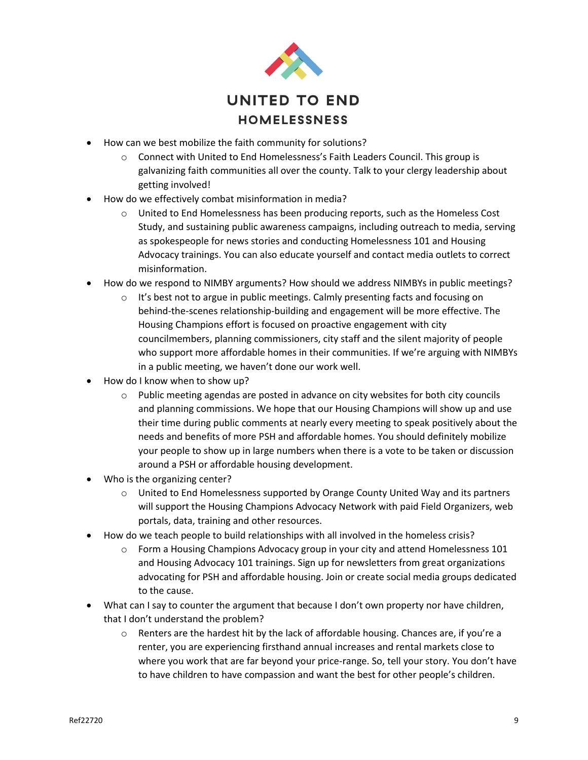- How can we best mobilize the faith community for solutions?
    - Connect with United to End Homelessness's Faith Leaders Council. This group is galvanizing faith communities all over the county. Talk to your clergy leadership about getting involved!
- How do we effectively combat misinformation in media?
    - United to End Homelessness has been producing reports, such as the Homeless Cost Study, and sustaining public awareness campaigns, including outreach to media, serving as spokespeople for news stories and conducting Homelessness 101 and Housing Advocacy trainings. You can also educate yourself and contact media outlets to correct misinformation.
- How do we respond to NIMBY arguments? How should we address NIMBYs in public meetings?
    - It's best not to argue in public meetings. Calmly presenting facts and focusing on behind-the-scenes relationship-building and engagement will be more effective. The Housing Champions effort is focused on proactive engagement with city councilmembers, planning commissioners, city staff and the silent majority of people who support more affordable homes in their communities. If we're arguing with NIMBYs in a public meeting, we haven't done our work well.
- How do I know when to show up?
    - Public meeting agendas are posted in advance on city websites for both city councils and planning commissions. We hope that our Housing Champions will show up and use their time during public comments at nearly every meeting to speak positively about the needs and benefits of more PSH and affordable homes. You should definitely mobilize your people to show up in large numbers when there is a vote to be taken or discussion around a PSH or affordable housing development.
- Who is the organizing center?
    - United to End Homelessness supported by Orange County United Way and its partners will support the Housing Champions Advocacy Network with paid Field Organizers, web portals, data, training and other resources.
- How do we teach people to build relationships with all involved in the homeless crisis?
    - Form a Housing Champions Advocacy group in your city and attend Homelessness 101 and Housing Advocacy 101 trainings. Sign up for newsletters from great organizations advocating for PSH and affordable housing. Join or create social media groups dedicated to the cause.
- What can I say to counter the argument that because I don't own property nor have children, that I don't understand the problem?
    - Renters are the hardest hit by the lack of affordable housing. Chances are, if you're a renter, you are experiencing firsthand annual increases and rental markets close to where you work that are far beyond your price-range. So, tell your story. You don't have to have children to have compassion and want the best for other people's children.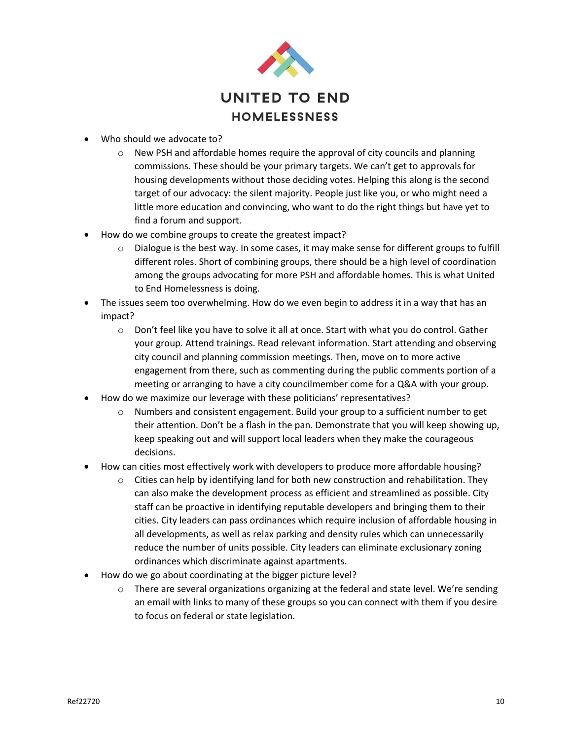- Who should we advocate to?
  - New PSH and affordable homes require the approval of city councils and planning commissions. These should be your primary targets. We can't get to approvals for housing developments without those deciding votes. Helping this along is the second target of our advocacy: the silent majority. People just like you, or who might need a little more education and convincing, who want to do the right things but have yet to find a forum and support.
- How do we combine groups to create the greatest impact?
  - Dialogue is the best way. In some cases, it may make sense for different groups to fulfill different roles. Short of combining groups, there should be a high level of coordination among the groups advocating for more PSH and affordable homes. This is what United to End Homelessness is doing.
- The issues seem too overwhelming. How do we even begin to address it in a way that has an impact?
  - Don't feel like you have to solve it all at once. Start with what you do control. Gather your group. Attend trainings. Read relevant information. Start attending and observing city council and planning commission meetings. Then, move on to more active engagement from there, such as commenting during the public comments portion of a meeting or arranging to have a city councilmember come for a Q&A with your group.
- How do we maximize our leverage with these politicians' representatives?
  - Numbers and consistent engagement. Build your group to a sufficient number to get their attention. Don't be a flash in the pan. Demonstrate that you will keep showing up, keep speaking out and will support local leaders when they make the courageous decisions.
- How can cities most effectively work with developers to produce more affordable housing?
  - Cities can help by identifying land for both new construction and rehabilitation. They can also make the development process as efficient and streamlined as possible. City staff can be proactive in identifying reputable developers and bringing them to their cities. City leaders can pass ordinances which require inclusion of affordable housing in all developments, as well as relax parking and density rules which can unnecessarily reduce the number of units possible. City leaders can eliminate exclusionary zoning ordinances which discriminate against apartments.
- How do we go about coordinating at the bigger picture level?
  - There are several organizations organizing at the federal and state level. We're sending an email with links to many of these groups so you can connect with them if you desire to focus on federal or state legislation.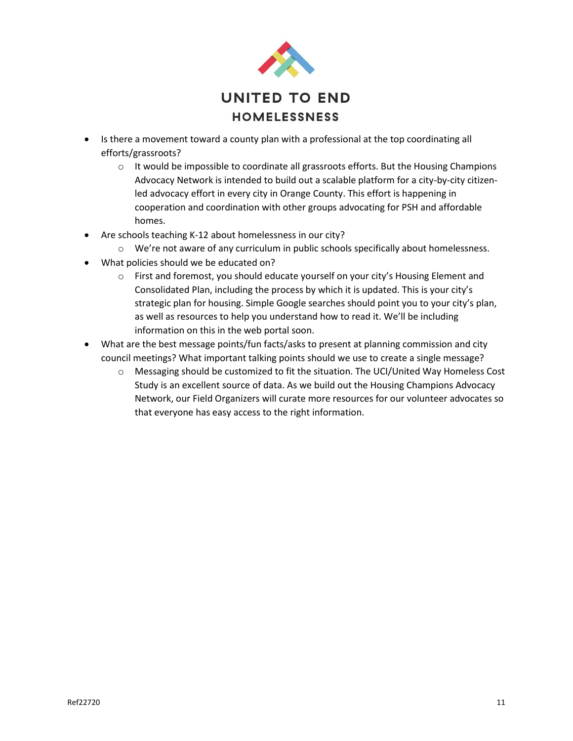- Is there a movement toward a county plan with a professional at the top coordinating all efforts/grassroots?
    - It would be impossible to coordinate all grassroots efforts. But the Housing Champions Advocacy Network is intended to build out a scalable platform for a city-by-city citizen-led advocacy effort in every city in Orange County. This effort is happening in cooperation and coordination with other groups advocating for PSH and affordable homes.
- Are schools teaching K-12 about homelessness in our city?
    - We're not aware of any curriculum in public schools specifically about homelessness.
- What policies should we be educated on?
    - First and foremost, you should educate yourself on your city's Housing Element and Consolidated Plan, including the process by which it is updated. This is your city's strategic plan for housing. Simple Google searches should point you to your city's plan, as well as resources to help you understand how to read it. We'll be including information on this in the web portal soon.
- What are the best message points/fun facts/asks to present at planning commission and city council meetings? What important talking points should we use to create a single message?
    - Messaging should be customized to fit the situation. The UCI/United Way Homeless Cost Study is an excellent source of data. As we build out the Housing Champions Advocacy Network, our Field Organizers will curate more resources for our volunteer advocates so that everyone has easy access to the right information.